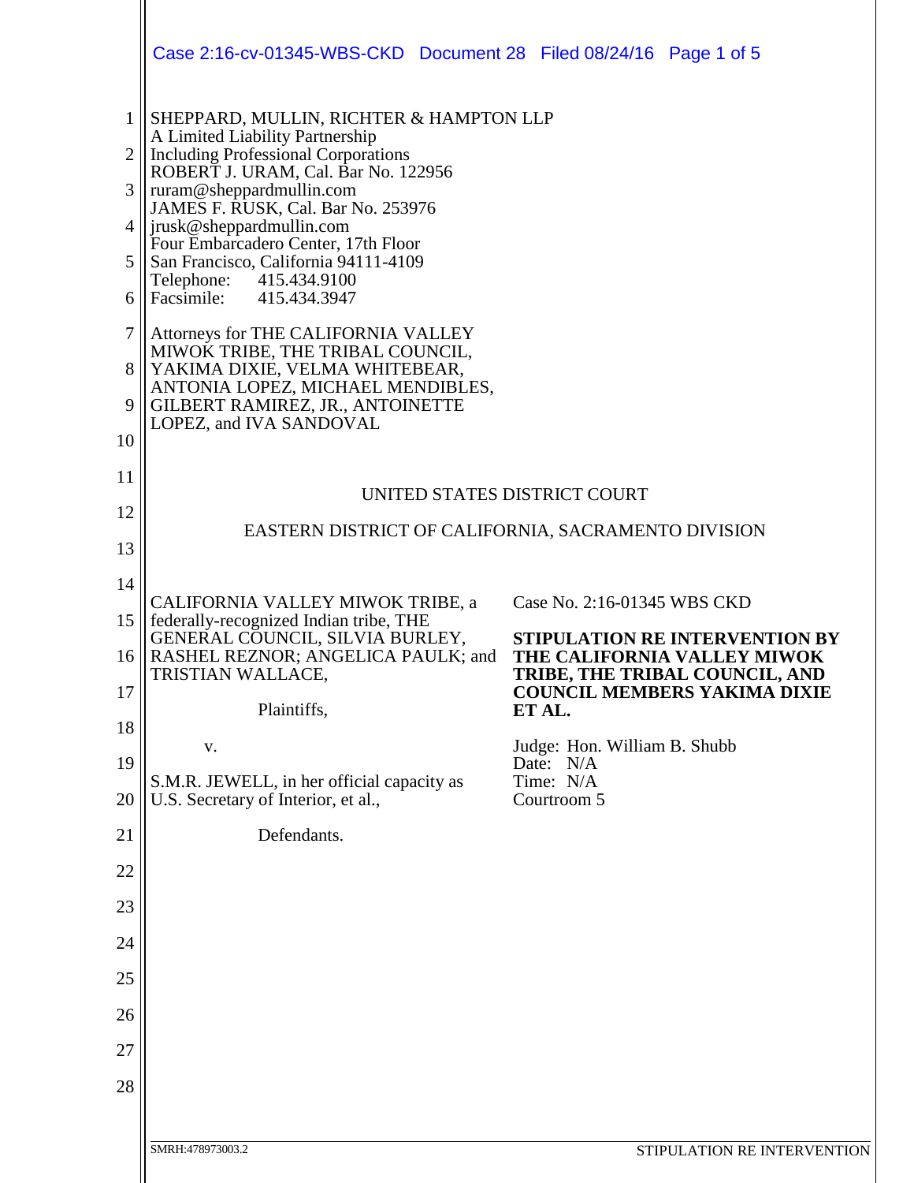SHEPPARD, MULLIN, RICHTER & HAMPTON LLP
A Limited Liability Partnership
Including Professional Corporations
ROBERT J. URAM, Cal. Bar No. 122956
ruram@sheppardmullin.com
JAMES F. RUSK, Cal. Bar No. 253976
jrusk@sheppardmullin.com
Four Embarcadero Center, 17th Floor
San Francisco, California 94111-4109
Telephone: 415.434.9100
Facsimile: 415.434.3947

Attorneys for THE CALIFORNIA VALLEY MIWOK TRIBE, THE TRIBAL COUNCIL, YAKIMA DIXIE, VELMA WHITEBEAR, ANTONIA LOPEZ, MICHAEL MENDIBLES, GILBERT RAMIREZ, JR., ANTOINETTE LOPEZ, and IVA SANDOVAL

UNITED STATES DISTRICT COURT

EASTERN DISTRICT OF CALIFORNIA, SACRAMENTO DIVISION

CALIFORNIA VALLEY MIWOK TRIBE, a federally-recognized Indian tribe, THE GENERAL COUNCIL, SILVIA BURLEY, RASHEL REZNOR; ANGELICA PAULK; and TRISTIAN WALLACE,

Plaintiffs,

v.

S.M.R. JEWELL, in her official capacity as U.S. Secretary of Interior, et al.,

Defendants.

Case No. 2:16-01345 WBS CKD

**STIPULATION RE INTERVENTION BY THE CALIFORNIA VALLEY MIWOK TRIBE, THE TRIBAL COUNCIL, AND COUNCIL MEMBERS YAKIMA DIXIE ET AL.**

Judge: Hon. William B. Shubb
Date: N/A
Time: N/A
Courtroom 5

SMRH:478973003.2 STIPULATION RE INTERVENTION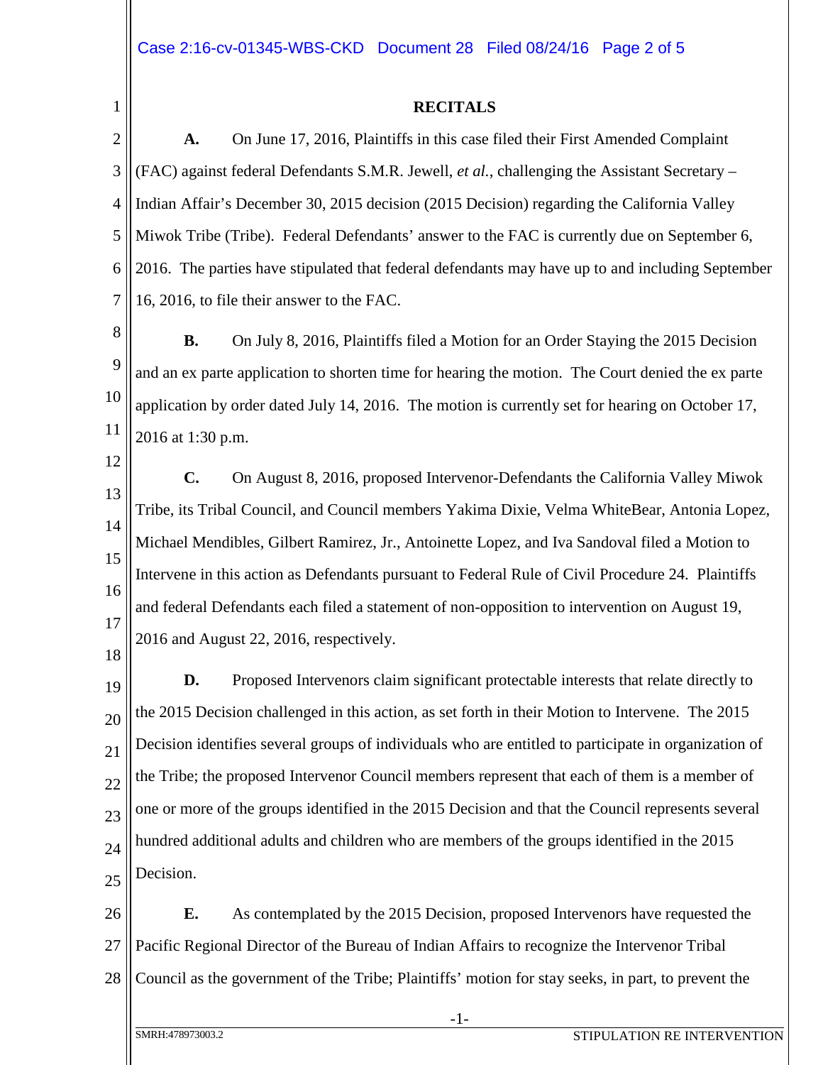## RECITALS

**A.** On June 17, 2016, Plaintiffs in this case filed their First Amended Complaint (FAC) against federal Defendants S.M.R. Jewell, *et al.*, challenging the Assistant Secretary – Indian Affair's December 30, 2015 decision (2015 Decision) regarding the California Valley Miwok Tribe (Tribe). Federal Defendants' answer to the FAC is currently due on September 6, 2016. The parties have stipulated that federal defendants may have up to and including September 16, 2016, to file their answer to the FAC.

**B.** On July 8, 2016, Plaintiffs filed a Motion for an Order Staying the 2015 Decision and an ex parte application to shorten time for hearing the motion. The Court denied the ex parte application by order dated July 14, 2016. The motion is currently set for hearing on October 17, 2016 at 1:30 p.m.

**C.** On August 8, 2016, proposed Intervenor-Defendants the California Valley Miwok Tribe, its Tribal Council, and Council members Yakima Dixie, Velma WhiteBear, Antonia Lopez, Michael Mendibles, Gilbert Ramirez, Jr., Antoinette Lopez, and Iva Sandoval filed a Motion to Intervene in this action as Defendants pursuant to Federal Rule of Civil Procedure 24. Plaintiffs and federal Defendants each filed a statement of non-opposition to intervention on August 19, 2016 and August 22, 2016, respectively.

**D.** Proposed Intervenors claim significant protectable interests that relate directly to the 2015 Decision challenged in this action, as set forth in their Motion to Intervene. The 2015 Decision identifies several groups of individuals who are entitled to participate in organization of the Tribe; the proposed Intervenor Council members represent that each of them is a member of one or more of the groups identified in the 2015 Decision and that the Council represents several hundred additional adults and children who are members of the groups identified in the 2015 Decision.

**E.** As contemplated by the 2015 Decision, proposed Intervenors have requested the Pacific Regional Director of the Bureau of Indian Affairs to recognize the Intervenor Tribal Council as the government of the Tribe; Plaintiffs' motion for stay seeks, in part, to prevent the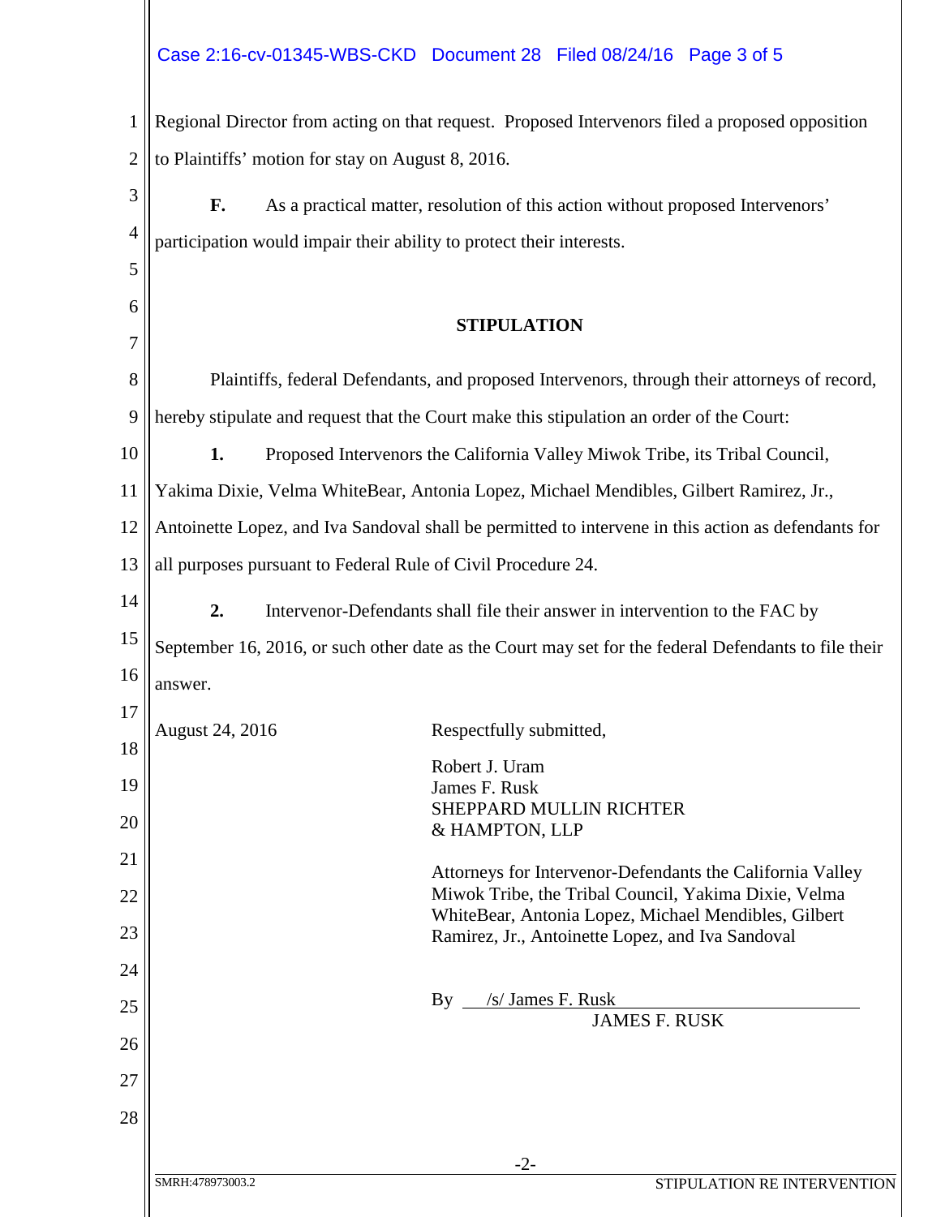Regional Director from acting on that request. Proposed Intervenors filed a proposed opposition to Plaintiffs' motion for stay on August 8, 2016.

**F.** As a practical matter, resolution of this action without proposed Intervenors' participation would impair their ability to protect their interests.

## STIPULATION

Plaintiffs, federal Defendants, and proposed Intervenors, through their attorneys of record, hereby stipulate and request that the Court make this stipulation an order of the Court:

**1.** Proposed Intervenors the California Valley Miwok Tribe, its Tribal Council, Yakima Dixie, Velma WhiteBear, Antonia Lopez, Michael Mendibles, Gilbert Ramirez, Jr., Antoinette Lopez, and Iva Sandoval shall be permitted to intervene in this action as defendants for all purposes pursuant to Federal Rule of Civil Procedure 24.

**2.** Intervenor-Defendants shall file their answer in intervention to the FAC by September 16, 2016, or such other date as the Court may set for the federal Defendants to file their answer.

August 24, 2016

Respectfully submitted,

Robert J. Uram
James F. Rusk
SHEPPARD MULLIN RICHTER
& HAMPTON, LLP

Attorneys for Intervenor-Defendants the California Valley Miwok Tribe, the Tribal Council, Yakima Dixie, Velma WhiteBear, Antonia Lopez, Michael Mendibles, Gilbert Ramirez, Jr., Antoinette Lopez, and Iva Sandoval

By /s/ James F. Rusk
JAMES F. RUSK

SMRH:478973003.2

STIPULATION RE INTERVENTION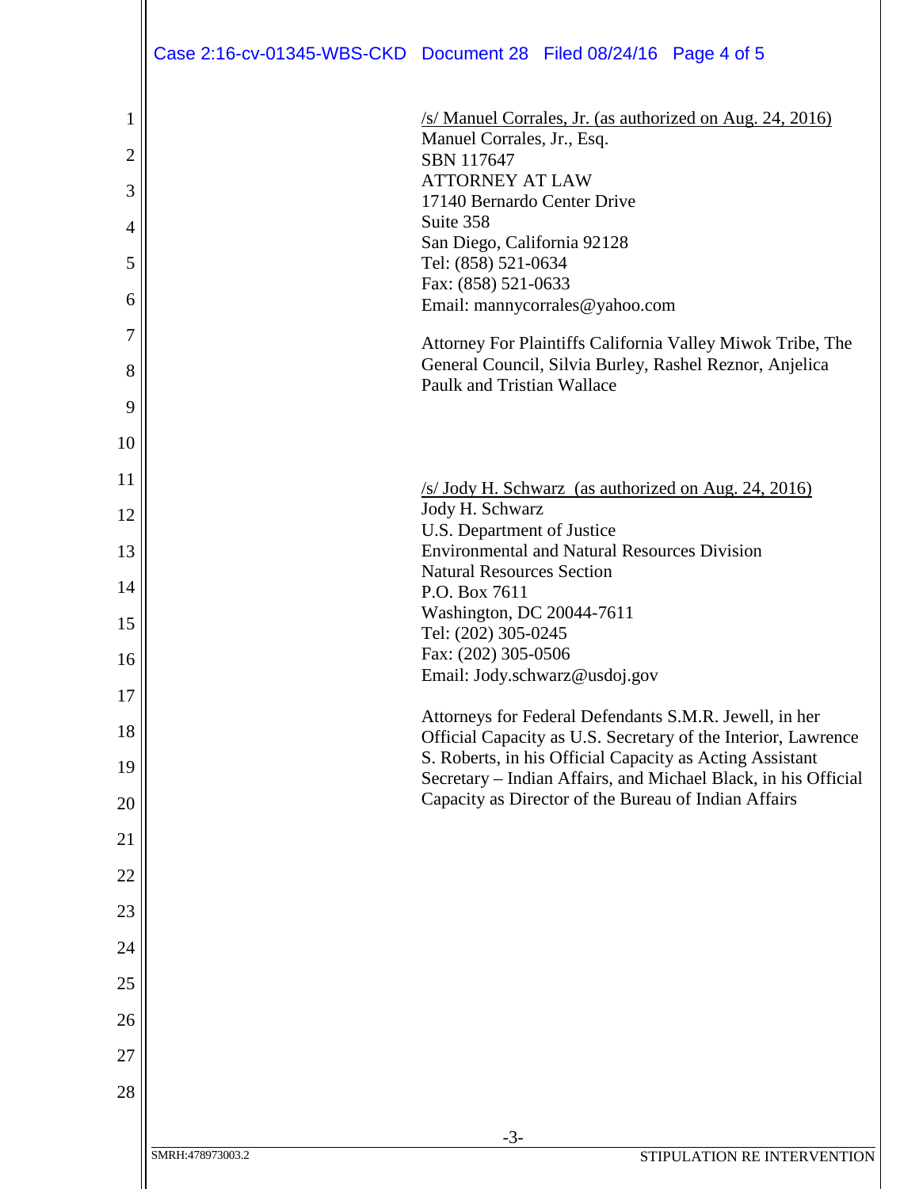/s/ Manuel Corrales, Jr. (as authorized on Aug. 24, 2016)
Manuel Corrales, Jr., Esq.
SBN 117647
ATTORNEY AT LAW
17140 Bernardo Center Drive
Suite 358
San Diego, California 92128
Tel: (858) 521-0634
Fax: (858) 521-0633
Email: mannycorrales@yahoo.com

Attorney For Plaintiffs California Valley Miwok Tribe, The General Council, Silvia Burley, Rashel Reznor, Anjelica Paulk and Tristian Wallace

/s/ Jody H. Schwarz (as authorized on Aug. 24, 2016)
Jody H. Schwarz
U.S. Department of Justice
Environmental and Natural Resources Division
Natural Resources Section
P.O. Box 7611
Washington, DC 20044-7611
Tel: (202) 305-0245
Fax: (202) 305-0506
Email: Jody.schwarz@usdoj.gov

Attorneys for Federal Defendants S.M.R. Jewell, in her Official Capacity as U.S. Secretary of the Interior, Lawrence S. Roberts, in his Official Capacity as Acting Assistant Secretary – Indian Affairs, and Michael Black, in his Official Capacity as Director of the Bureau of Indian Affairs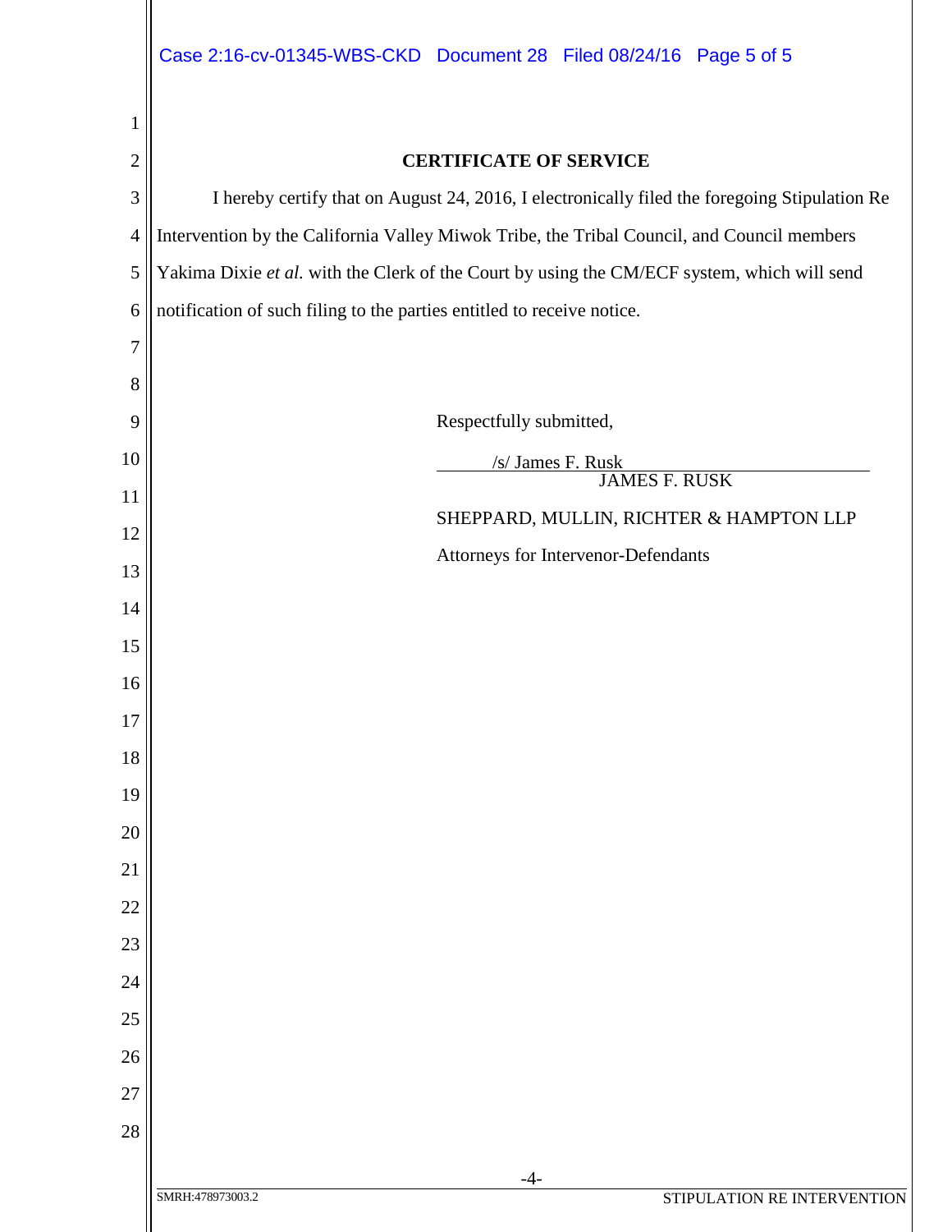**CERTIFICATE OF SERVICE**

I hereby certify that on August 24, 2016, I electronically filed the foregoing Stipulation Re Intervention by the California Valley Miwok Tribe, the Tribal Council, and Council members Yakima Dixie *et al.* with the Clerk of the Court by using the CM/ECF system, which will send notification of such filing to the parties entitled to receive notice.

Respectfully submitted,

/s/ James F. Rusk
JAMES F. RUSK

SHEPPARD, MULLIN, RICHTER & HAMPTON LLP

Attorneys for Intervenor-Defendants